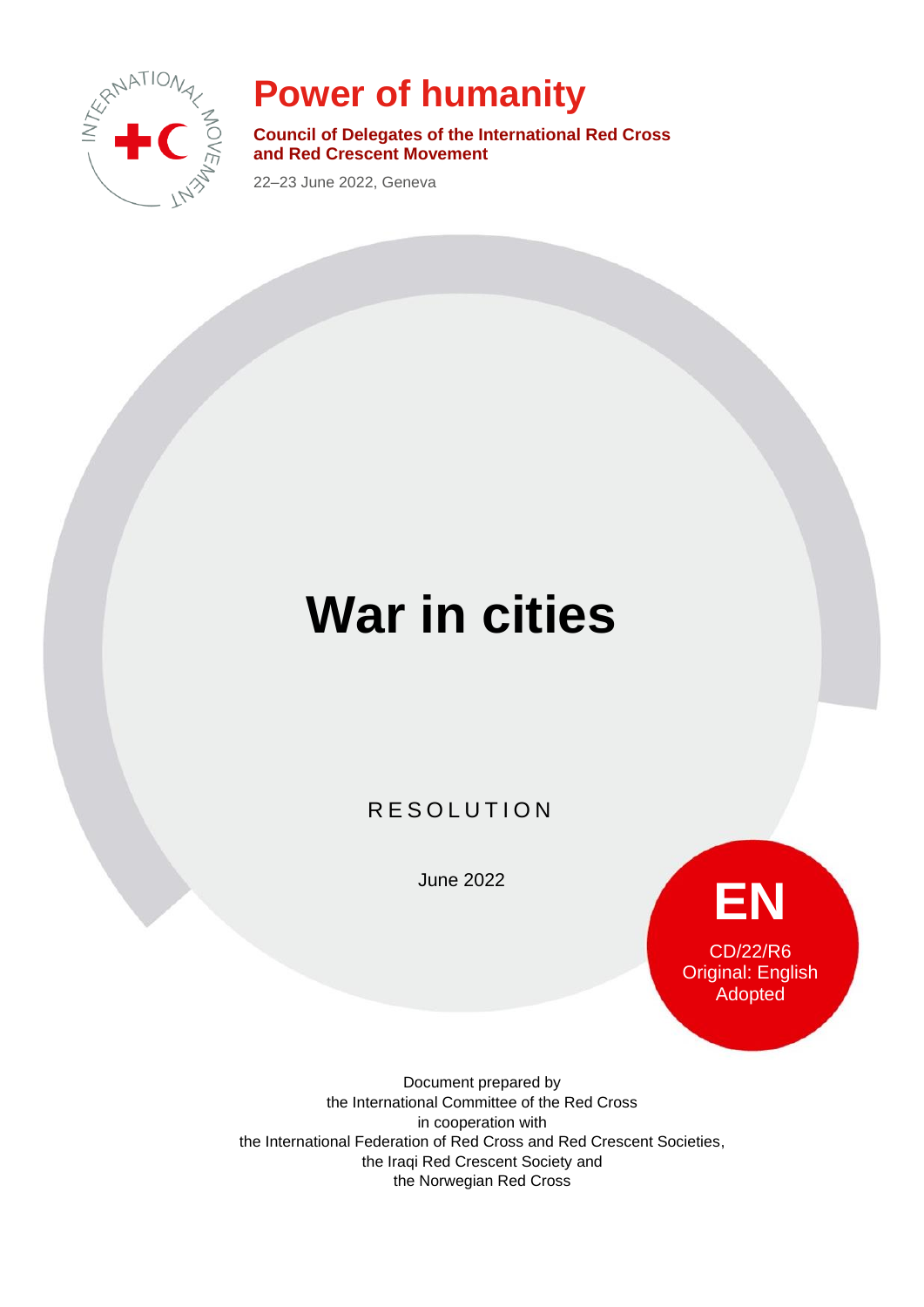# Power of humanity

**Council of Delegates of the International Red Cross and Red Crescent Movement**

22–23 June 2022, Geneva

# War in cities

RESOLUTION

June 2022

**EN**

CD/22/R6
Original: English
Adopted

Document prepared by
the International Committee of the Red Cross
in cooperation with
the International Federation of Red Cross and Red Crescent Societies,
the Iraqi Red Crescent Society and
the Norwegian Red Cross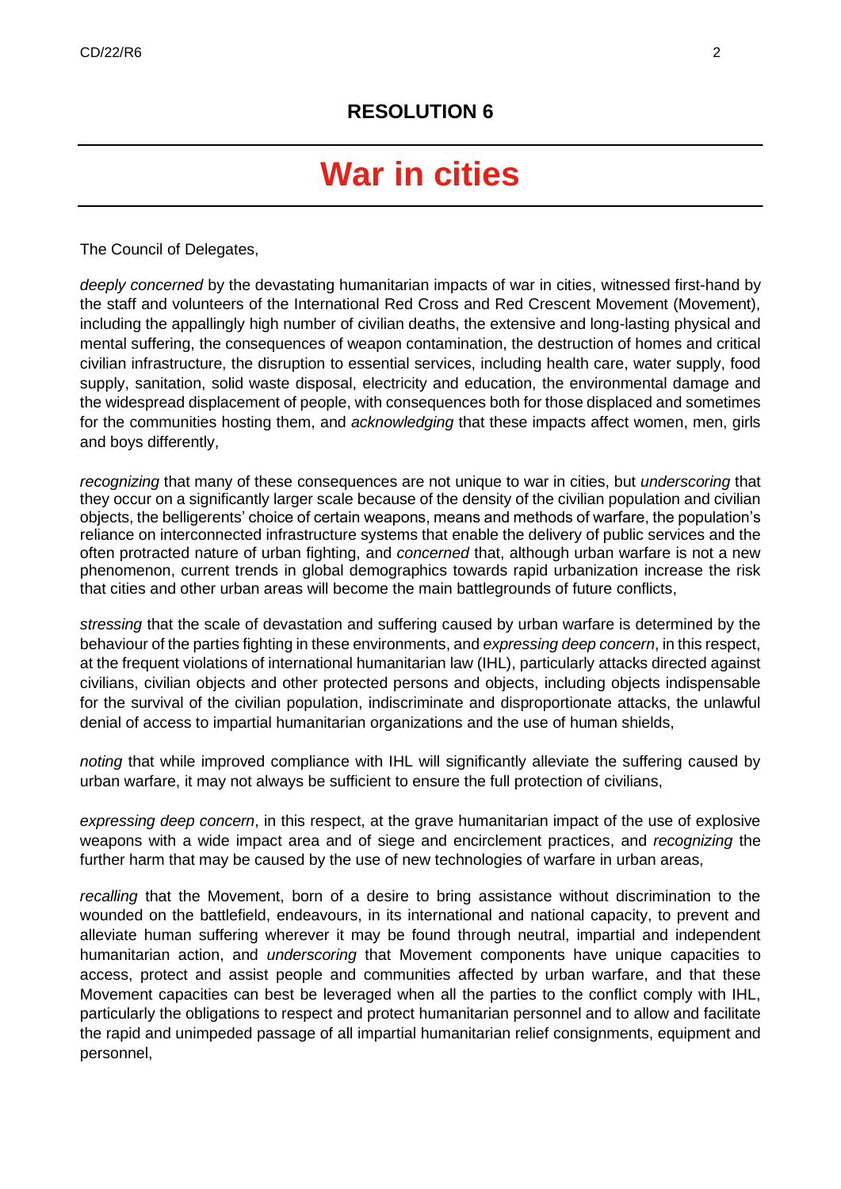## RESOLUTION 6

# War in cities

The Council of Delegates,

*deeply concerned* by the devastating humanitarian impacts of war in cities, witnessed first-hand by the staff and volunteers of the International Red Cross and Red Crescent Movement (Movement), including the appallingly high number of civilian deaths, the extensive and long-lasting physical and mental suffering, the consequences of weapon contamination, the destruction of homes and critical civilian infrastructure, the disruption to essential services, including health care, water supply, food supply, sanitation, solid waste disposal, electricity and education, the environmental damage and the widespread displacement of people, with consequences both for those displaced and sometimes for the communities hosting them, and *acknowledging* that these impacts affect women, men, girls and boys differently,

*recognizing* that many of these consequences are not unique to war in cities, but *underscoring* that they occur on a significantly larger scale because of the density of the civilian population and civilian objects, the belligerents' choice of certain weapons, means and methods of warfare, the population's reliance on interconnected infrastructure systems that enable the delivery of public services and the often protracted nature of urban fighting, and *concerned* that, although urban warfare is not a new phenomenon, current trends in global demographics towards rapid urbanization increase the risk that cities and other urban areas will become the main battlegrounds of future conflicts,

*stressing* that the scale of devastation and suffering caused by urban warfare is determined by the behaviour of the parties fighting in these environments, and *expressing deep concern*, in this respect, at the frequent violations of international humanitarian law (IHL), particularly attacks directed against civilians, civilian objects and other protected persons and objects, including objects indispensable for the survival of the civilian population, indiscriminate and disproportionate attacks, the unlawful denial of access to impartial humanitarian organizations and the use of human shields,

*noting* that while improved compliance with IHL will significantly alleviate the suffering caused by urban warfare, it may not always be sufficient to ensure the full protection of civilians,

*expressing deep concern*, in this respect, at the grave humanitarian impact of the use of explosive weapons with a wide impact area and of siege and encirclement practices, and *recognizing* the further harm that may be caused by the use of new technologies of warfare in urban areas,

*recalling* that the Movement, born of a desire to bring assistance without discrimination to the wounded on the battlefield, endeavours, in its international and national capacity, to prevent and alleviate human suffering wherever it may be found through neutral, impartial and independent humanitarian action, and *underscoring* that Movement components have unique capacities to access, protect and assist people and communities affected by urban warfare, and that these Movement capacities can best be leveraged when all the parties to the conflict comply with IHL, particularly the obligations to respect and protect humanitarian personnel and to allow and facilitate the rapid and unimpeded passage of all impartial humanitarian relief consignments, equipment and personnel,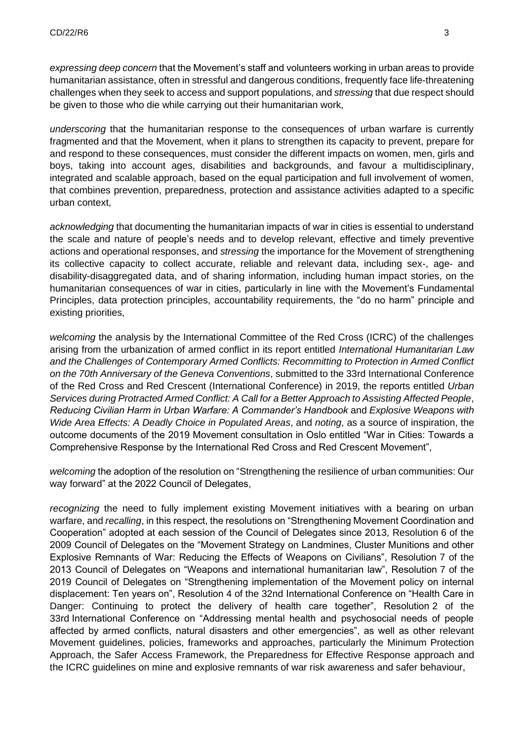*expressing deep concern* that the Movement's staff and volunteers working in urban areas to provide humanitarian assistance, often in stressful and dangerous conditions, frequently face life-threatening challenges when they seek to access and support populations, and *stressing* that due respect should be given to those who die while carrying out their humanitarian work,

*underscoring* that the humanitarian response to the consequences of urban warfare is currently fragmented and that the Movement, when it plans to strengthen its capacity to prevent, prepare for and respond to these consequences, must consider the different impacts on women, men, girls and boys, taking into account ages, disabilities and backgrounds, and favour a multidisciplinary, integrated and scalable approach, based on the equal participation and full involvement of women, that combines prevention, preparedness, protection and assistance activities adapted to a specific urban context,

*acknowledging* that documenting the humanitarian impacts of war in cities is essential to understand the scale and nature of people's needs and to develop relevant, effective and timely preventive actions and operational responses, and *stressing* the importance for the Movement of strengthening its collective capacity to collect accurate, reliable and relevant data, including sex-, age- and disability-disaggregated data, and of sharing information, including human impact stories, on the humanitarian consequences of war in cities, particularly in line with the Movement's Fundamental Principles, data protection principles, accountability requirements, the "do no harm" principle and existing priorities,

*welcoming* the analysis by the International Committee of the Red Cross (ICRC) of the challenges arising from the urbanization of armed conflict in its report entitled *International Humanitarian Law and the Challenges of Contemporary Armed Conflicts: Recommitting to Protection in Armed Conflict on the 70th Anniversary of the Geneva Conventions*, submitted to the 33rd International Conference of the Red Cross and Red Crescent (International Conference) in 2019, the reports entitled *Urban Services during Protracted Armed Conflict: A Call for a Better Approach to Assisting Affected People*, *Reducing Civilian Harm in Urban Warfare: A Commander's Handbook* and *Explosive Weapons with Wide Area Effects: A Deadly Choice in Populated Areas*, and *noting*, as a source of inspiration, the outcome documents of the 2019 Movement consultation in Oslo entitled "War in Cities: Towards a Comprehensive Response by the International Red Cross and Red Crescent Movement",

*welcoming* the adoption of the resolution on "Strengthening the resilience of urban communities: Our way forward" at the 2022 Council of Delegates,

*recognizing* the need to fully implement existing Movement initiatives with a bearing on urban warfare, and *recalling*, in this respect, the resolutions on "Strengthening Movement Coordination and Cooperation" adopted at each session of the Council of Delegates since 2013, Resolution 6 of the 2009 Council of Delegates on the "Movement Strategy on Landmines, Cluster Munitions and other Explosive Remnants of War: Reducing the Effects of Weapons on Civilians", Resolution 7 of the 2013 Council of Delegates on "Weapons and international humanitarian law", Resolution 7 of the 2019 Council of Delegates on "Strengthening implementation of the Movement policy on internal displacement: Ten years on", Resolution 4 of the 32nd International Conference on "Health Care in Danger: Continuing to protect the delivery of health care together", Resolution 2 of the 33rd International Conference on "Addressing mental health and psychosocial needs of people affected by armed conflicts, natural disasters and other emergencies", as well as other relevant Movement guidelines, policies, frameworks and approaches, particularly the Minimum Protection Approach, the Safer Access Framework, the Preparedness for Effective Response approach and the ICRC guidelines on mine and explosive remnants of war risk awareness and safer behaviour,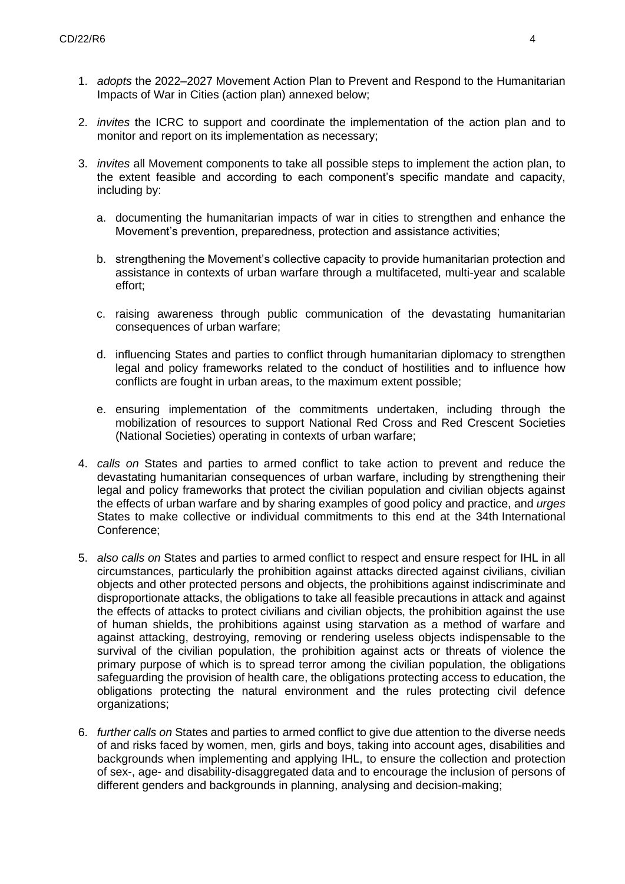1. *adopts* the 2022–2027 Movement Action Plan to Prevent and Respond to the Humanitarian Impacts of War in Cities (action plan) annexed below;

2. *invites* the ICRC to support and coordinate the implementation of the action plan and to monitor and report on its implementation as necessary;

3. *invites* all Movement components to take all possible steps to implement the action plan, to the extent feasible and according to each component's specific mandate and capacity, including by:

   a. documenting the humanitarian impacts of war in cities to strengthen and enhance the Movement's prevention, preparedness, protection and assistance activities;

   b. strengthening the Movement's collective capacity to provide humanitarian protection and assistance in contexts of urban warfare through a multifaceted, multi-year and scalable effort;

   c. raising awareness through public communication of the devastating humanitarian consequences of urban warfare;

   d. influencing States and parties to conflict through humanitarian diplomacy to strengthen legal and policy frameworks related to the conduct of hostilities and to influence how conflicts are fought in urban areas, to the maximum extent possible;

   e. ensuring implementation of the commitments undertaken, including through the mobilization of resources to support National Red Cross and Red Crescent Societies (National Societies) operating in contexts of urban warfare;

4. *calls on* States and parties to armed conflict to take action to prevent and reduce the devastating humanitarian consequences of urban warfare, including by strengthening their legal and policy frameworks that protect the civilian population and civilian objects against the effects of urban warfare and by sharing examples of good policy and practice, and *urges* States to make collective or individual commitments to this end at the 34th International Conference;

5. *also calls on* States and parties to armed conflict to respect and ensure respect for IHL in all circumstances, particularly the prohibition against attacks directed against civilians, civilian objects and other protected persons and objects, the prohibitions against indiscriminate and disproportionate attacks, the obligations to take all feasible precautions in attack and against the effects of attacks to protect civilians and civilian objects, the prohibition against the use of human shields, the prohibitions against using starvation as a method of warfare and against attacking, destroying, removing or rendering useless objects indispensable to the survival of the civilian population, the prohibition against acts or threats of violence the primary purpose of which is to spread terror among the civilian population, the obligations safeguarding the provision of health care, the obligations protecting access to education, the obligations protecting the natural environment and the rules protecting civil defence organizations;

6. *further calls on* States and parties to armed conflict to give due attention to the diverse needs of and risks faced by women, men, girls and boys, taking into account ages, disabilities and backgrounds when implementing and applying IHL, to ensure the collection and protection of sex-, age- and disability-disaggregated data and to encourage the inclusion of persons of different genders and backgrounds in planning, analysing and decision-making;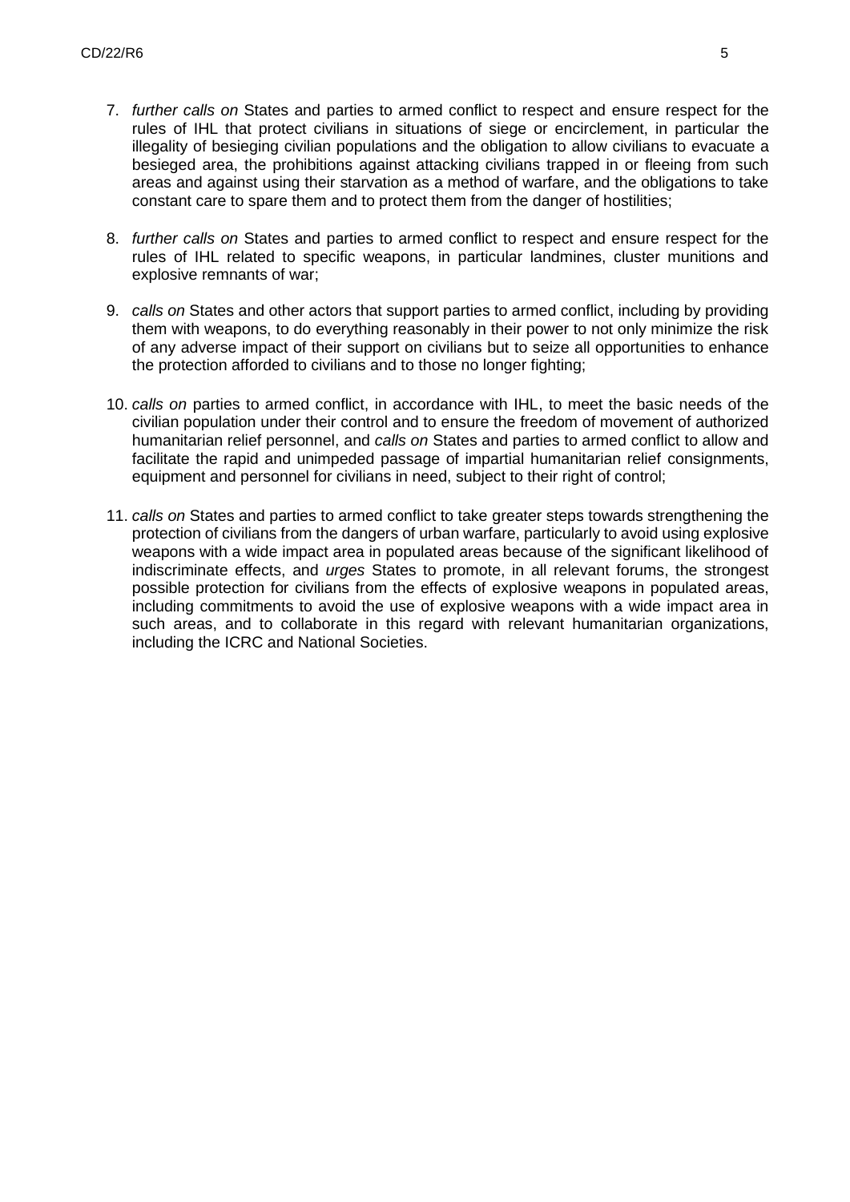7. *further calls on* States and parties to armed conflict to respect and ensure respect for the rules of IHL that protect civilians in situations of siege or encirclement, in particular the illegality of besieging civilian populations and the obligation to allow civilians to evacuate a besieged area, the prohibitions against attacking civilians trapped in or fleeing from such areas and against using their starvation as a method of warfare, and the obligations to take constant care to spare them and to protect them from the danger of hostilities;

8. *further calls on* States and parties to armed conflict to respect and ensure respect for the rules of IHL related to specific weapons, in particular landmines, cluster munitions and explosive remnants of war;

9. *calls on* States and other actors that support parties to armed conflict, including by providing them with weapons, to do everything reasonably in their power to not only minimize the risk of any adverse impact of their support on civilians but to seize all opportunities to enhance the protection afforded to civilians and to those no longer fighting;

10. *calls on* parties to armed conflict, in accordance with IHL, to meet the basic needs of the civilian population under their control and to ensure the freedom of movement of authorized humanitarian relief personnel, and *calls on* States and parties to armed conflict to allow and facilitate the rapid and unimpeded passage of impartial humanitarian relief consignments, equipment and personnel for civilians in need, subject to their right of control;

11. *calls on* States and parties to armed conflict to take greater steps towards strengthening the protection of civilians from the dangers of urban warfare, particularly to avoid using explosive weapons with a wide impact area in populated areas because of the significant likelihood of indiscriminate effects, and *urges* States to promote, in all relevant forums, the strongest possible protection for civilians from the effects of explosive weapons in populated areas, including commitments to avoid the use of explosive weapons with a wide impact area in such areas, and to collaborate in this regard with relevant humanitarian organizations, including the ICRC and National Societies.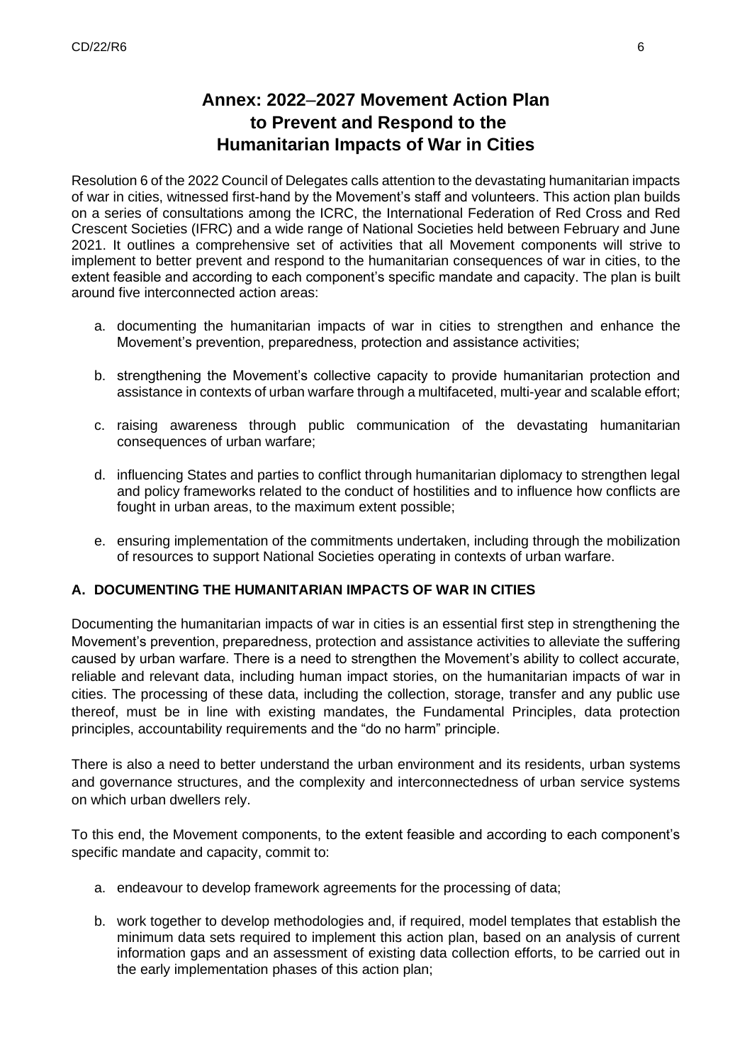# Annex: 2022–2027 Movement Action Plan to Prevent and Respond to the Humanitarian Impacts of War in Cities

Resolution 6 of the 2022 Council of Delegates calls attention to the devastating humanitarian impacts of war in cities, witnessed first-hand by the Movement's staff and volunteers. This action plan builds on a series of consultations among the ICRC, the International Federation of Red Cross and Red Crescent Societies (IFRC) and a wide range of National Societies held between February and June 2021. It outlines a comprehensive set of activities that all Movement components will strive to implement to better prevent and respond to the humanitarian consequences of war in cities, to the extent feasible and according to each component's specific mandate and capacity. The plan is built around five interconnected action areas:

a. documenting the humanitarian impacts of war in cities to strengthen and enhance the Movement's prevention, preparedness, protection and assistance activities;

b. strengthening the Movement's collective capacity to provide humanitarian protection and assistance in contexts of urban warfare through a multifaceted, multi-year and scalable effort;

c. raising awareness through public communication of the devastating humanitarian consequences of urban warfare;

d. influencing States and parties to conflict through humanitarian diplomacy to strengthen legal and policy frameworks related to the conduct of hostilities and to influence how conflicts are fought in urban areas, to the maximum extent possible;

e. ensuring implementation of the commitments undertaken, including through the mobilization of resources to support National Societies operating in contexts of urban warfare.

## A. DOCUMENTING THE HUMANITARIAN IMPACTS OF WAR IN CITIES

Documenting the humanitarian impacts of war in cities is an essential first step in strengthening the Movement's prevention, preparedness, protection and assistance activities to alleviate the suffering caused by urban warfare. There is a need to strengthen the Movement's ability to collect accurate, reliable and relevant data, including human impact stories, on the humanitarian impacts of war in cities. The processing of these data, including the collection, storage, transfer and any public use thereof, must be in line with existing mandates, the Fundamental Principles, data protection principles, accountability requirements and the "do no harm" principle.

There is also a need to better understand the urban environment and its residents, urban systems and governance structures, and the complexity and interconnectedness of urban service systems on which urban dwellers rely.

To this end, the Movement components, to the extent feasible and according to each component's specific mandate and capacity, commit to:

a. endeavour to develop framework agreements for the processing of data;

b. work together to develop methodologies and, if required, model templates that establish the minimum data sets required to implement this action plan, based on an analysis of current information gaps and an assessment of existing data collection efforts, to be carried out in the early implementation phases of this action plan;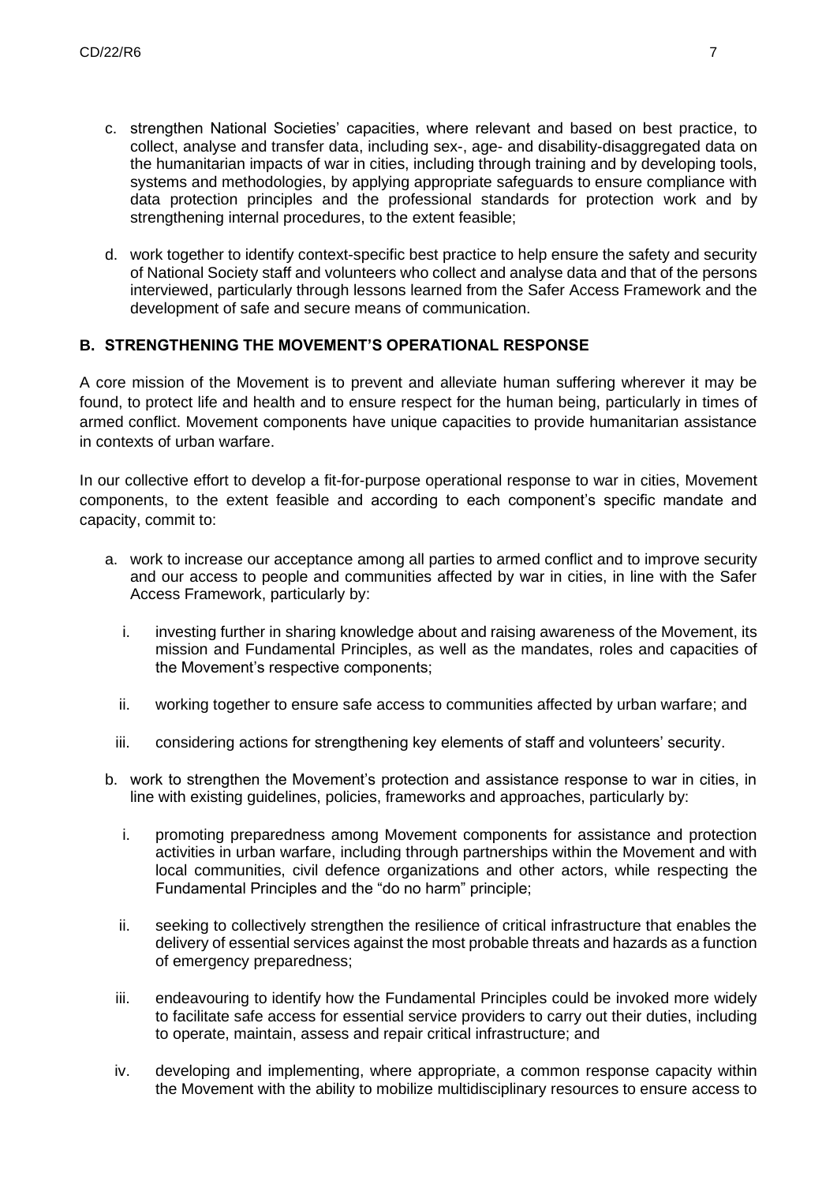c. strengthen National Societies' capacities, where relevant and based on best practice, to collect, analyse and transfer data, including sex-, age- and disability-disaggregated data on the humanitarian impacts of war in cities, including through training and by developing tools, systems and methodologies, by applying appropriate safeguards to ensure compliance with data protection principles and the professional standards for protection work and by strengthening internal procedures, to the extent feasible;

d. work together to identify context-specific best practice to help ensure the safety and security of National Society staff and volunteers who collect and analyse data and that of the persons interviewed, particularly through lessons learned from the Safer Access Framework and the development of safe and secure means of communication.

## B. STRENGTHENING THE MOVEMENT'S OPERATIONAL RESPONSE

A core mission of the Movement is to prevent and alleviate human suffering wherever it may be found, to protect life and health and to ensure respect for the human being, particularly in times of armed conflict. Movement components have unique capacities to provide humanitarian assistance in contexts of urban warfare.

In our collective effort to develop a fit-for-purpose operational response to war in cities, Movement components, to the extent feasible and according to each component's specific mandate and capacity, commit to:

a. work to increase our acceptance among all parties to armed conflict and to improve security and our access to people and communities affected by war in cities, in line with the Safer Access Framework, particularly by:

   i. investing further in sharing knowledge about and raising awareness of the Movement, its mission and Fundamental Principles, as well as the mandates, roles and capacities of the Movement's respective components;

   ii. working together to ensure safe access to communities affected by urban warfare; and

   iii. considering actions for strengthening key elements of staff and volunteers' security.

b. work to strengthen the Movement's protection and assistance response to war in cities, in line with existing guidelines, policies, frameworks and approaches, particularly by:

   i. promoting preparedness among Movement components for assistance and protection activities in urban warfare, including through partnerships within the Movement and with local communities, civil defence organizations and other actors, while respecting the Fundamental Principles and the "do no harm" principle;

   ii. seeking to collectively strengthen the resilience of critical infrastructure that enables the delivery of essential services against the most probable threats and hazards as a function of emergency preparedness;

   iii. endeavouring to identify how the Fundamental Principles could be invoked more widely to facilitate safe access for essential service providers to carry out their duties, including to operate, maintain, assess and repair critical infrastructure; and

   iv. developing and implementing, where appropriate, a common response capacity within the Movement with the ability to mobilize multidisciplinary resources to ensure access to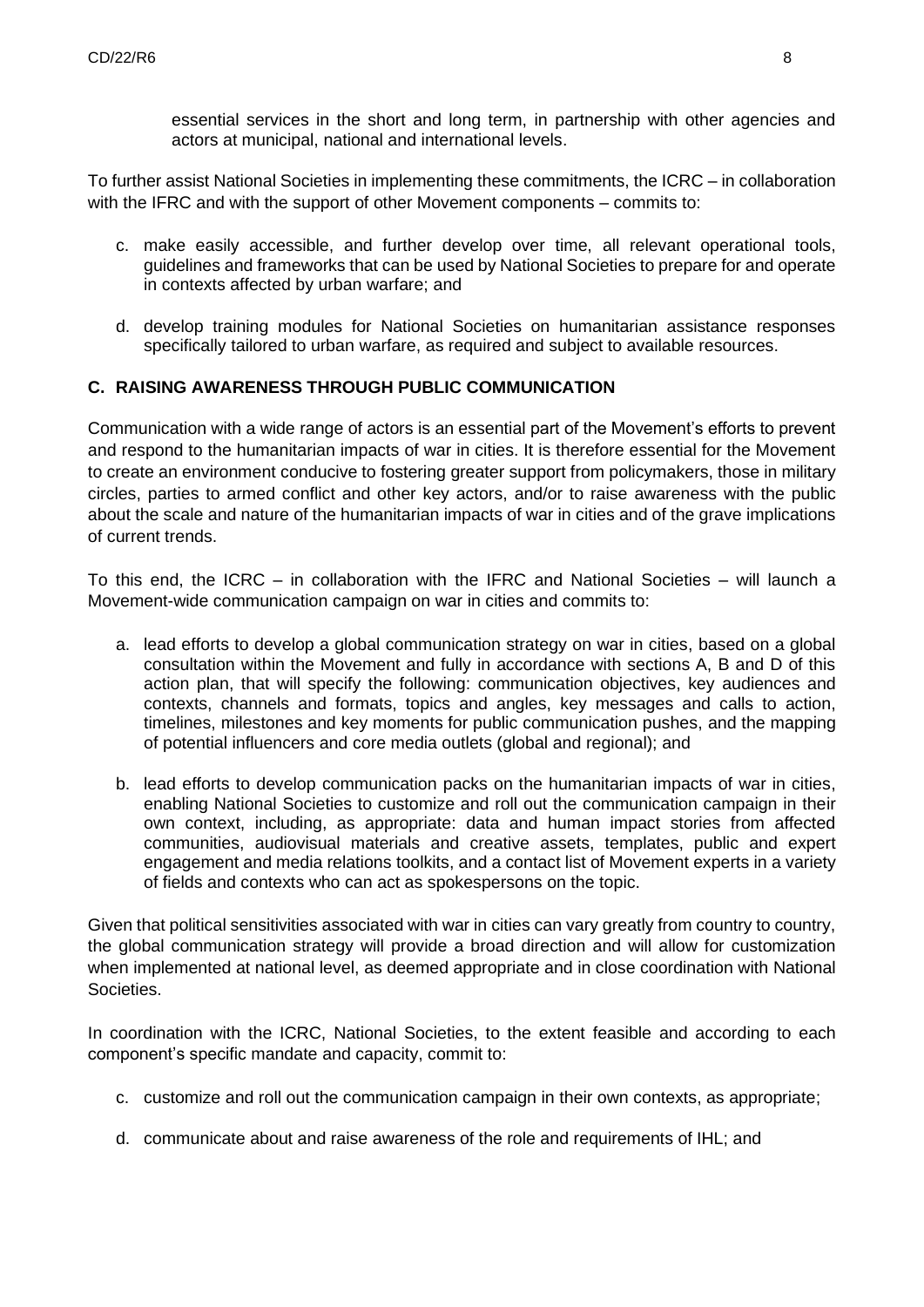essential services in the short and long term, in partnership with other agencies and actors at municipal, national and international levels.

To further assist National Societies in implementing these commitments, the ICRC – in collaboration with the IFRC and with the support of other Movement components – commits to:

c. make easily accessible, and further develop over time, all relevant operational tools, guidelines and frameworks that can be used by National Societies to prepare for and operate in contexts affected by urban warfare; and

d. develop training modules for National Societies on humanitarian assistance responses specifically tailored to urban warfare, as required and subject to available resources.

## C. RAISING AWARENESS THROUGH PUBLIC COMMUNICATION

Communication with a wide range of actors is an essential part of the Movement's efforts to prevent and respond to the humanitarian impacts of war in cities. It is therefore essential for the Movement to create an environment conducive to fostering greater support from policymakers, those in military circles, parties to armed conflict and other key actors, and/or to raise awareness with the public about the scale and nature of the humanitarian impacts of war in cities and of the grave implications of current trends.

To this end, the ICRC – in collaboration with the IFRC and National Societies – will launch a Movement-wide communication campaign on war in cities and commits to:

a. lead efforts to develop a global communication strategy on war in cities, based on a global consultation within the Movement and fully in accordance with sections A, B and D of this action plan, that will specify the following: communication objectives, key audiences and contexts, channels and formats, topics and angles, key messages and calls to action, timelines, milestones and key moments for public communication pushes, and the mapping of potential influencers and core media outlets (global and regional); and

b. lead efforts to develop communication packs on the humanitarian impacts of war in cities, enabling National Societies to customize and roll out the communication campaign in their own context, including, as appropriate: data and human impact stories from affected communities, audiovisual materials and creative assets, templates, public and expert engagement and media relations toolkits, and a contact list of Movement experts in a variety of fields and contexts who can act as spokespersons on the topic.

Given that political sensitivities associated with war in cities can vary greatly from country to country, the global communication strategy will provide a broad direction and will allow for customization when implemented at national level, as deemed appropriate and in close coordination with National Societies.

In coordination with the ICRC, National Societies, to the extent feasible and according to each component's specific mandate and capacity, commit to:

c. customize and roll out the communication campaign in their own contexts, as appropriate;

d. communicate about and raise awareness of the role and requirements of IHL; and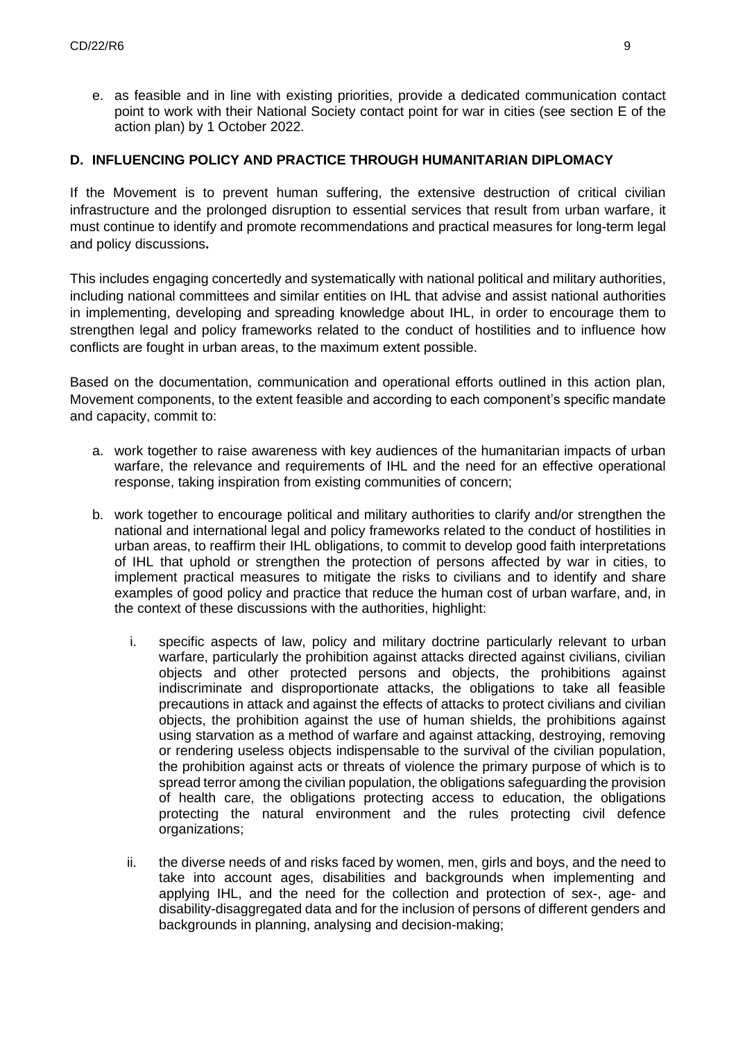e. as feasible and in line with existing priorities, provide a dedicated communication contact point to work with their National Society contact point for war in cities (see section E of the action plan) by 1 October 2022.

## D. INFLUENCING POLICY AND PRACTICE THROUGH HUMANITARIAN DIPLOMACY

If the Movement is to prevent human suffering, the extensive destruction of critical civilian infrastructure and the prolonged disruption to essential services that result from urban warfare, it must continue to identify and promote recommendations and practical measures for long-term legal and policy discussions**.**

This includes engaging concertedly and systematically with national political and military authorities, including national committees and similar entities on IHL that advise and assist national authorities in implementing, developing and spreading knowledge about IHL, in order to encourage them to strengthen legal and policy frameworks related to the conduct of hostilities and to influence how conflicts are fought in urban areas, to the maximum extent possible.

Based on the documentation, communication and operational efforts outlined in this action plan, Movement components, to the extent feasible and according to each component's specific mandate and capacity, commit to:

a. work together to raise awareness with key audiences of the humanitarian impacts of urban warfare, the relevance and requirements of IHL and the need for an effective operational response, taking inspiration from existing communities of concern;

b. work together to encourage political and military authorities to clarify and/or strengthen the national and international legal and policy frameworks related to the conduct of hostilities in urban areas, to reaffirm their IHL obligations, to commit to develop good faith interpretations of IHL that uphold or strengthen the protection of persons affected by war in cities, to implement practical measures to mitigate the risks to civilians and to identify and share examples of good policy and practice that reduce the human cost of urban warfare, and, in the context of these discussions with the authorities, highlight:

   i. specific aspects of law, policy and military doctrine particularly relevant to urban warfare, particularly the prohibition against attacks directed against civilians, civilian objects and other protected persons and objects, the prohibitions against indiscriminate and disproportionate attacks, the obligations to take all feasible precautions in attack and against the effects of attacks to protect civilians and civilian objects, the prohibition against the use of human shields, the prohibitions against using starvation as a method of warfare and against attacking, destroying, removing or rendering useless objects indispensable to the survival of the civilian population, the prohibition against acts or threats of violence the primary purpose of which is to spread terror among the civilian population, the obligations safeguarding the provision of health care, the obligations protecting access to education, the obligations protecting the natural environment and the rules protecting civil defence organizations;

   ii. the diverse needs of and risks faced by women, men, girls and boys, and the need to take into account ages, disabilities and backgrounds when implementing and applying IHL, and the need for the collection and protection of sex-, age- and disability-disaggregated data and for the inclusion of persons of different genders and backgrounds in planning, analysing and decision-making;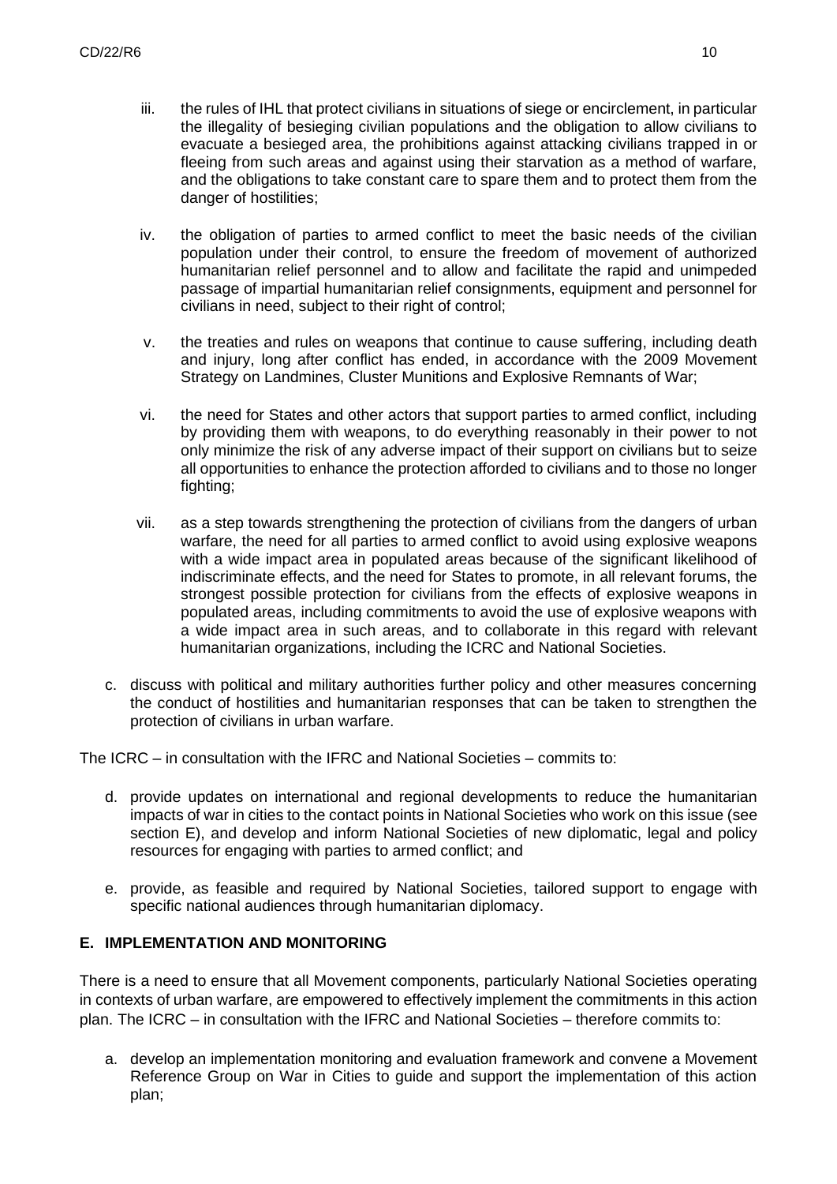iii. the rules of IHL that protect civilians in situations of siege or encirclement, in particular the illegality of besieging civilian populations and the obligation to allow civilians to evacuate a besieged area, the prohibitions against attacking civilians trapped in or fleeing from such areas and against using their starvation as a method of warfare, and the obligations to take constant care to spare them and to protect them from the danger of hostilities;

iv. the obligation of parties to armed conflict to meet the basic needs of the civilian population under their control, to ensure the freedom of movement of authorized humanitarian relief personnel and to allow and facilitate the rapid and unimpeded passage of impartial humanitarian relief consignments, equipment and personnel for civilians in need, subject to their right of control;

v. the treaties and rules on weapons that continue to cause suffering, including death and injury, long after conflict has ended, in accordance with the 2009 Movement Strategy on Landmines, Cluster Munitions and Explosive Remnants of War;

vi. the need for States and other actors that support parties to armed conflict, including by providing them with weapons, to do everything reasonably in their power to not only minimize the risk of any adverse impact of their support on civilians but to seize all opportunities to enhance the protection afforded to civilians and to those no longer fighting;

vii. as a step towards strengthening the protection of civilians from the dangers of urban warfare, the need for all parties to armed conflict to avoid using explosive weapons with a wide impact area in populated areas because of the significant likelihood of indiscriminate effects, and the need for States to promote, in all relevant forums, the strongest possible protection for civilians from the effects of explosive weapons in populated areas, including commitments to avoid the use of explosive weapons with a wide impact area in such areas, and to collaborate in this regard with relevant humanitarian organizations, including the ICRC and National Societies.

c. discuss with political and military authorities further policy and other measures concerning the conduct of hostilities and humanitarian responses that can be taken to strengthen the protection of civilians in urban warfare.

The ICRC – in consultation with the IFRC and National Societies – commits to:

d. provide updates on international and regional developments to reduce the humanitarian impacts of war in cities to the contact points in National Societies who work on this issue (see section E), and develop and inform National Societies of new diplomatic, legal and policy resources for engaging with parties to armed conflict; and

e. provide, as feasible and required by National Societies, tailored support to engage with specific national audiences through humanitarian diplomacy.

## E. IMPLEMENTATION AND MONITORING

There is a need to ensure that all Movement components, particularly National Societies operating in contexts of urban warfare, are empowered to effectively implement the commitments in this action plan. The ICRC – in consultation with the IFRC and National Societies – therefore commits to:

a. develop an implementation monitoring and evaluation framework and convene a Movement Reference Group on War in Cities to guide and support the implementation of this action plan;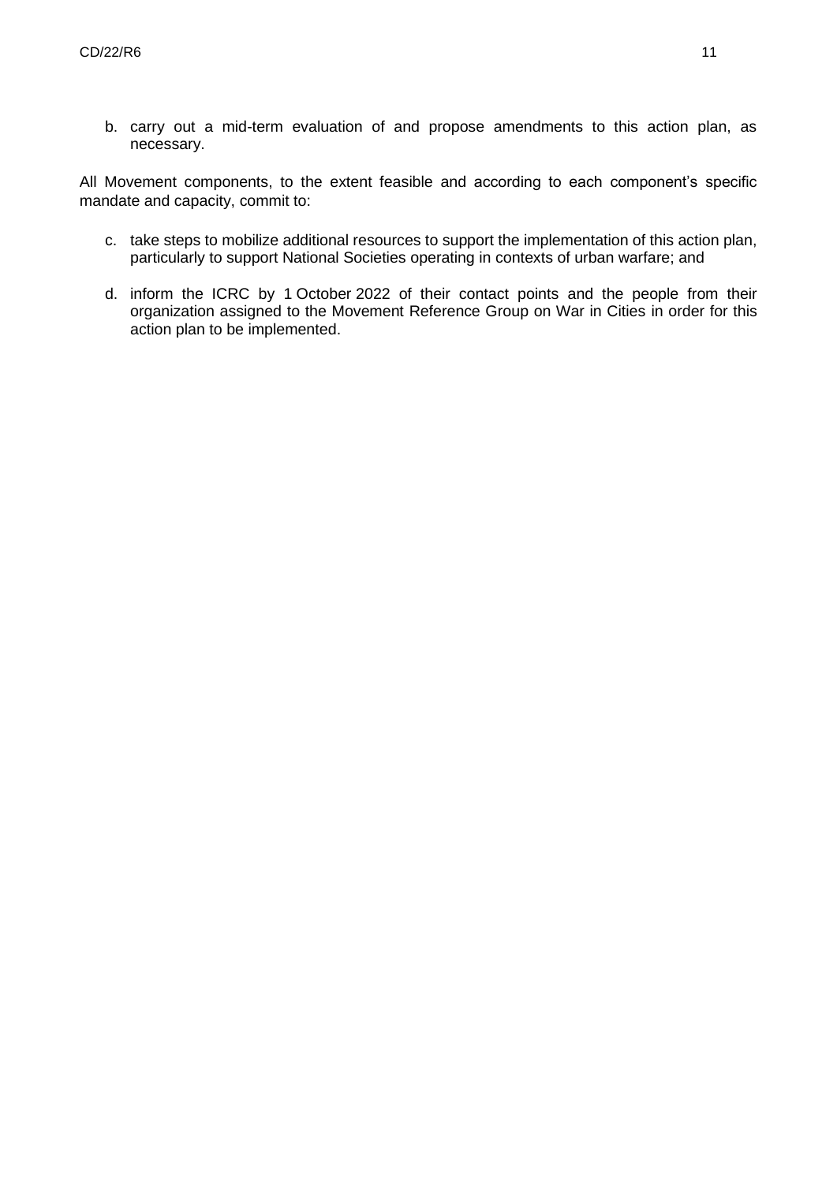b. carry out a mid-term evaluation of and propose amendments to this action plan, as necessary.

All Movement components, to the extent feasible and according to each component's specific mandate and capacity, commit to:

c. take steps to mobilize additional resources to support the implementation of this action plan, particularly to support National Societies operating in contexts of urban warfare; and

d. inform the ICRC by 1 October 2022 of their contact points and the people from their organization assigned to the Movement Reference Group on War in Cities in order for this action plan to be implemented.